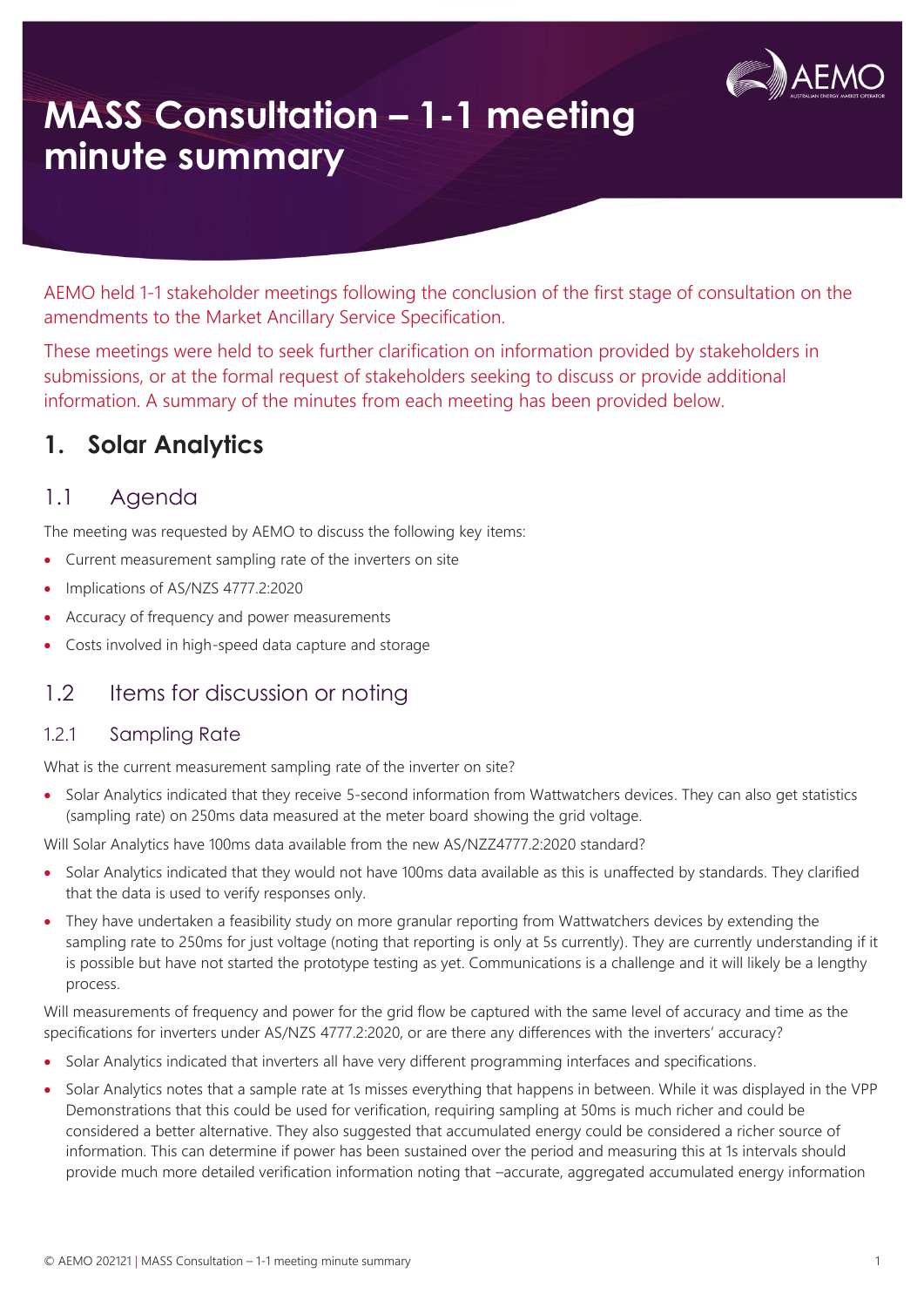# MASS Consultation – 1-1 meeting minute summary

AEMO held 1-1 stakeholder meetings following the conclusion of the first stage of consultation on the amendments to the Market Ancillary Service Specification.

These meetings were held to seek further clarification on information provided by stakeholders in submissions, or at the formal request of stakeholders seeking to discuss or provide additional information. A summary of the minutes from each meeting has been provided below.

## 1. Solar Analytics

### 1.1 Agenda

The meeting was requested by AEMO to discuss the following key items:

- Current measurement sampling rate of the inverters on site
- Implications of AS/NZS 4777.2:2020
- Accuracy of frequency and power measurements
- Costs involved in high-speed data capture and storage

### 1.2 Items for discussion or noting

#### 1.2.1 Sampling Rate

What is the current measurement sampling rate of the inverter on site?

- Solar Analytics indicated that they receive 5-second information from Wattwatchers devices. They can also get statistics (sampling rate) on 250ms data measured at the meter board showing the grid voltage.

Will Solar Analytics have 100ms data available from the new AS/NZZ4777.2:2020 standard?

- Solar Analytics indicated that they would not have 100ms data available as this is unaffected by standards. They clarified that the data is used to verify responses only.
- They have undertaken a feasibility study on more granular reporting from Wattwatchers devices by extending the sampling rate to 250ms for just voltage (noting that reporting is only at 5s currently). They are currently understanding if it is possible but have not started the prototype testing as yet. Communications is a challenge and it will likely be a lengthy process.

Will measurements of frequency and power for the grid flow be captured with the same level of accuracy and time as the specifications for inverters under AS/NZS 4777.2:2020, or are there any differences with the inverters' accuracy?

- Solar Analytics indicated that inverters all have very different programming interfaces and specifications.
- Solar Analytics notes that a sample rate at 1s misses everything that happens in between. While it was displayed in the VPP Demonstrations that this could be used for verification, requiring sampling at 50ms is much richer and could be considered a better alternative. They also suggested that accumulated energy could be considered a richer source of information. This can determine if power has been sustained over the period and measuring this at 1s intervals should provide much more detailed verification information noting that –accurate, aggregated accumulated energy information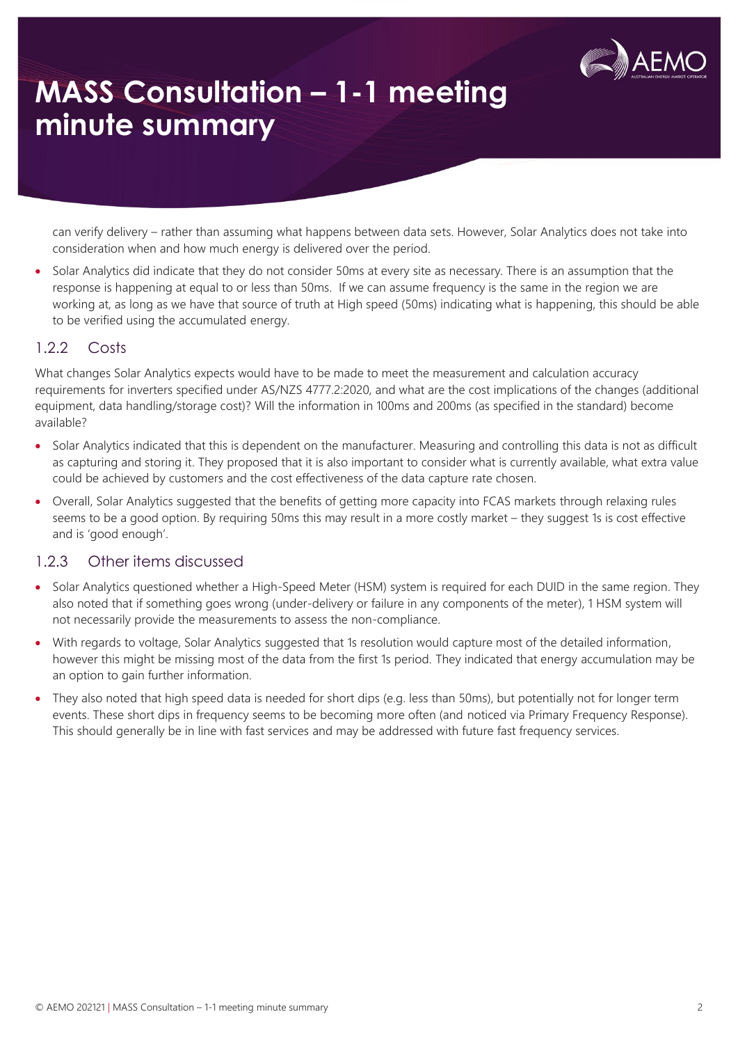can verify delivery – rather than assuming what happens between data sets. However, Solar Analytics does not take into consideration when and how much energy is delivered over the period.

- Solar Analytics did indicate that they do not consider 50ms at every site as necessary. There is an assumption that the response is happening at equal to or less than 50ms. If we can assume frequency is the same in the region we are working at, as long as we have that source of truth at High speed (50ms) indicating what is happening, this should be able to be verified using the accumulated energy.

### 1.2.2 Costs

What changes Solar Analytics expects would have to be made to meet the measurement and calculation accuracy requirements for inverters specified under AS/NZS 4777.2:2020, and what are the cost implications of the changes (additional equipment, data handling/storage cost)? Will the information in 100ms and 200ms (as specified in the standard) become available?

- Solar Analytics indicated that this is dependent on the manufacturer. Measuring and controlling this data is not as difficult as capturing and storing it. They proposed that it is also important to consider what is currently available, what extra value could be achieved by customers and the cost effectiveness of the data capture rate chosen.
- Overall, Solar Analytics suggested that the benefits of getting more capacity into FCAS markets through relaxing rules seems to be a good option. By requiring 50ms this may result in a more costly market – they suggest 1s is cost effective and is 'good enough'.

### 1.2.3 Other items discussed

- Solar Analytics questioned whether a High-Speed Meter (HSM) system is required for each DUID in the same region. They also noted that if something goes wrong (under-delivery or failure in any components of the meter), 1 HSM system will not necessarily provide the measurements to assess the non-compliance.
- With regards to voltage, Solar Analytics suggested that 1s resolution would capture most of the detailed information, however this might be missing most of the data from the first 1s period. They indicated that energy accumulation may be an option to gain further information.
- They also noted that high speed data is needed for short dips (e.g. less than 50ms), but potentially not for longer term events. These short dips in frequency seems to be becoming more often (and noticed via Primary Frequency Response). This should generally be in line with fast services and may be addressed with future fast frequency services.